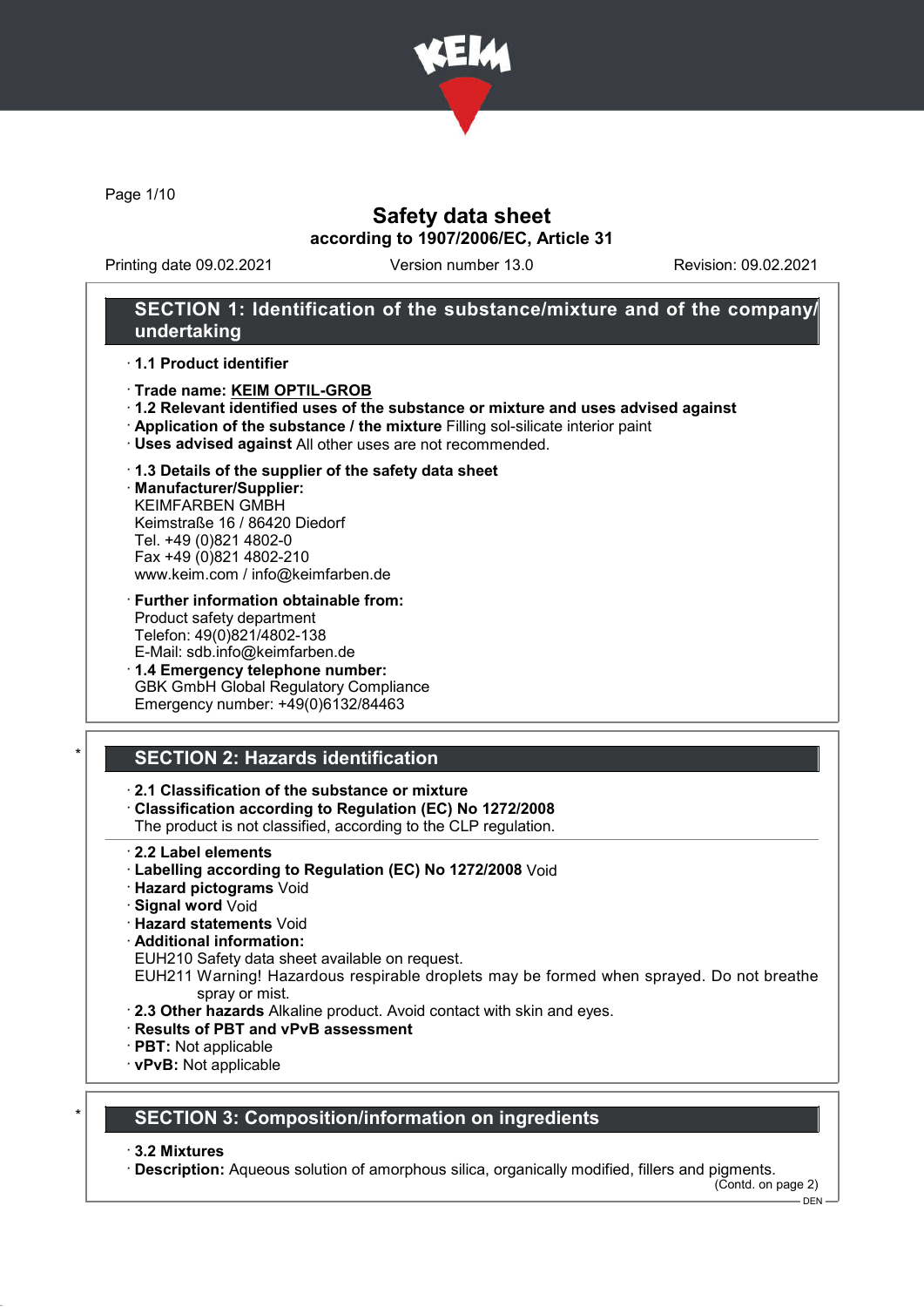# Safety data sheet

**according to 1907/2006/EC, Article 31**

Printing date 09.02.2021 Version number 13.0 Revision: 09.02.2021

## SECTION 1: Identification of the substance/mixture and of the company/undertaking

· **1.1 Product identifier**

· **Trade name: KEIM OPTIL-GROB**

· **1.2 Relevant identified uses of the substance or mixture and uses advised against**

· **Application of the substance / the mixture** Filling sol-silicate interior paint

· **Uses advised against** All other uses are not recommended.

· **1.3 Details of the supplier of the safety data sheet**

· **Manufacturer/Supplier:**
KEIMFARBEN GMBH
Keimstraße 16 / 86420 Diedorf
Tel. +49 (0)821 4802-0
Fax +49 (0)821 4802-210
www.keim.com / info@keimfarben.de

· **Further information obtainable from:**
Product safety department
Telefon: 49(0)821/4802-138
E-Mail: sdb.info@keimfarben.de

· **1.4 Emergency telephone number:**
GBK GmbH Global Regulatory Compliance
Emergency number: +49(0)6132/84463

## * SECTION 2: Hazards identification

· **2.1 Classification of the substance or mixture**

· **Classification according to Regulation (EC) No 1272/2008**
The product is not classified, according to the CLP regulation.

· **2.2 Label elements**

· **Labelling according to Regulation (EC) No 1272/2008** Void

· **Hazard pictograms** Void

· **Signal word** Void

· **Hazard statements** Void

· **Additional information:**
EUH210 Safety data sheet available on request.
EUH211 Warning! Hazardous respirable droplets may be formed when sprayed. Do not breathe spray or mist.

· **2.3 Other hazards** Alkaline product. Avoid contact with skin and eyes.

· **Results of PBT and vPvB assessment**

· **PBT:** Not applicable

· **vPvB:** Not applicable

## * SECTION 3: Composition/information on ingredients

· **3.2 Mixtures**

· **Description:** Aqueous solution of amorphous silica, organically modified, fillers and pigments.

(Contd. on page 2)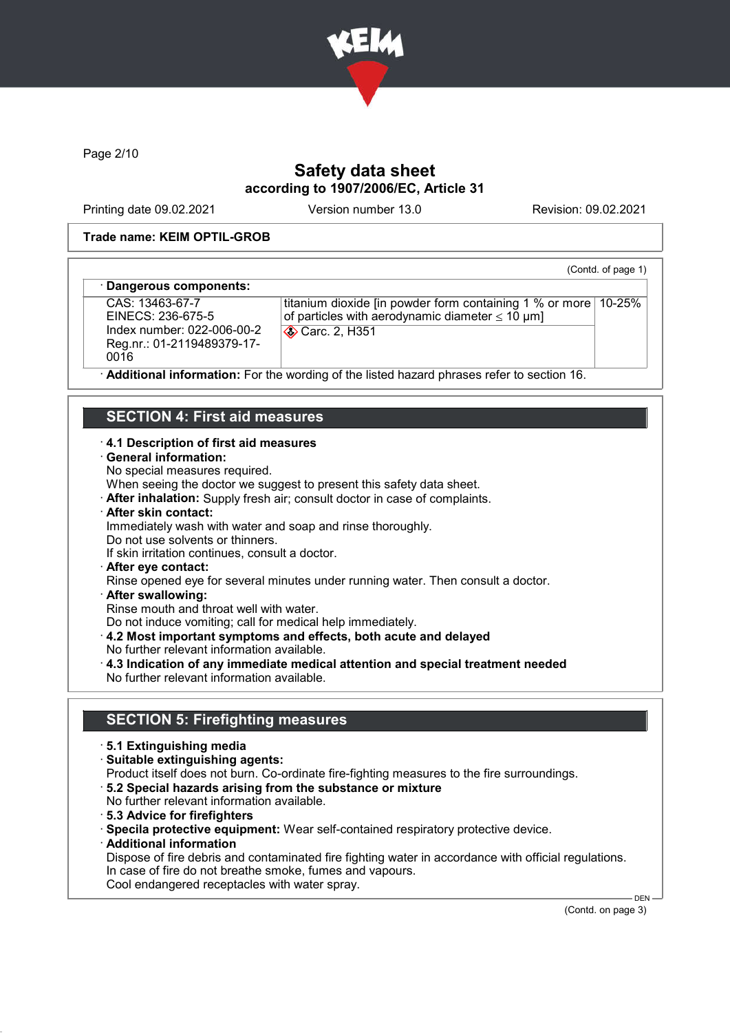Trade name: KEIM OPTIL-GROB

(Contd. of page 1)

· **Dangerous components:**

| | | |
|---|---|---|
| CAS: 13463-67-7<br>EINECS: 236-675-5<br>Index number: 022-006-00-2<br>Reg.nr.: 01-2119489379-17-0016 | titanium dioxide [in powder form containing 1 % or more of particles with aerodynamic diameter ≤ 10 μm]<br>Carc. 2, H351 | 10-25% |

· **Additional information:** For the wording of the listed hazard phrases refer to section 16.

## SECTION 4: First aid measures

· **4.1 Description of first aid measures**

· **General information:**
No special measures required.
When seeing the doctor we suggest to present this safety data sheet.

· **After inhalation:** Supply fresh air; consult doctor in case of complaints.

· **After skin contact:**
Immediately wash with water and soap and rinse thoroughly.
Do not use solvents or thinners.
If skin irritation continues, consult a doctor.

· **After eye contact:**
Rinse opened eye for several minutes under running water. Then consult a doctor.

· **After swallowing:**
Rinse mouth and throat well with water.
Do not induce vomiting; call for medical help immediately.

· **4.2 Most important symptoms and effects, both acute and delayed**
No further relevant information available.

· **4.3 Indication of any immediate medical attention and special treatment needed**
No further relevant information available.

## SECTION 5: Firefighting measures

· **5.1 Extinguishing media**

· **Suitable extinguishing agents:**
Product itself does not burn. Co-ordinate fire-fighting measures to the fire surroundings.

· **5.2 Special hazards arising from the substance or mixture**
No further relevant information available.

· **5.3 Advice for firefighters**

· **Specila protective equipment:** Wear self-contained respiratory protective device.

· **Additional information**
Dispose of fire debris and contaminated fire fighting water in accordance with official regulations.
In case of fire do not breathe smoke, fumes and vapours.
Cool endangered receptacles with water spray.

(Contd. on page 3)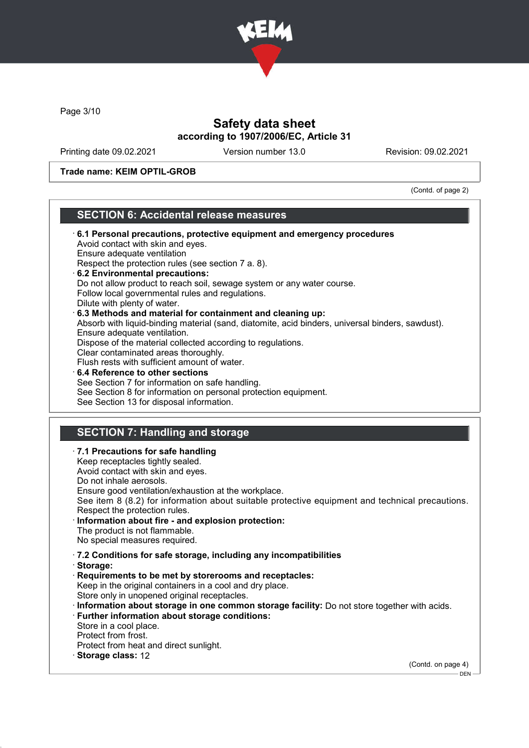Trade name: KEIM OPTIL-GROB

(Contd. of page 2)

## SECTION 6: Accidental release measures

· **6.1 Personal precautions, protective equipment and emergency procedures**
Avoid contact with skin and eyes.
Ensure adequate ventilation
Respect the protection rules (see section 7 a. 8).

· **6.2 Environmental precautions:**
Do not allow product to reach soil, sewage system or any water course.
Follow local governmental rules and regulations.
Dilute with plenty of water.

· **6.3 Methods and material for containment and cleaning up:**
Absorb with liquid-binding material (sand, diatomite, acid binders, universal binders, sawdust).
Ensure adequate ventilation.
Dispose of the material collected according to regulations.
Clear contaminated areas thoroughly.
Flush rests with sufficient amount of water.

· **6.4 Reference to other sections**
See Section 7 for information on safe handling.
See Section 8 for information on personal protection equipment.
See Section 13 for disposal information.

## SECTION 7: Handling and storage

· **7.1 Precautions for safe handling**
Keep receptacles tightly sealed.
Avoid contact with skin and eyes.
Do not inhale aerosols.
Ensure good ventilation/exhaustion at the workplace.
See item 8 (8.2) for information about suitable protective equipment and technical precautions.
Respect the protection rules.

· **Information about fire - and explosion protection:**
The product is not flammable.
No special measures required.

· **7.2 Conditions for safe storage, including any incompatibilities**

· **Storage:**

· **Requirements to be met by storerooms and receptacles:**
Keep in the original containers in a cool and dry place.
Store only in unopened original receptacles.

· **Information about storage in one common storage facility:** Do not store together with acids.

· **Further information about storage conditions:**
Store in a cool place.
Protect from frost.
Protect from heat and direct sunlight.

· **Storage class:** 12

(Contd. on page 4)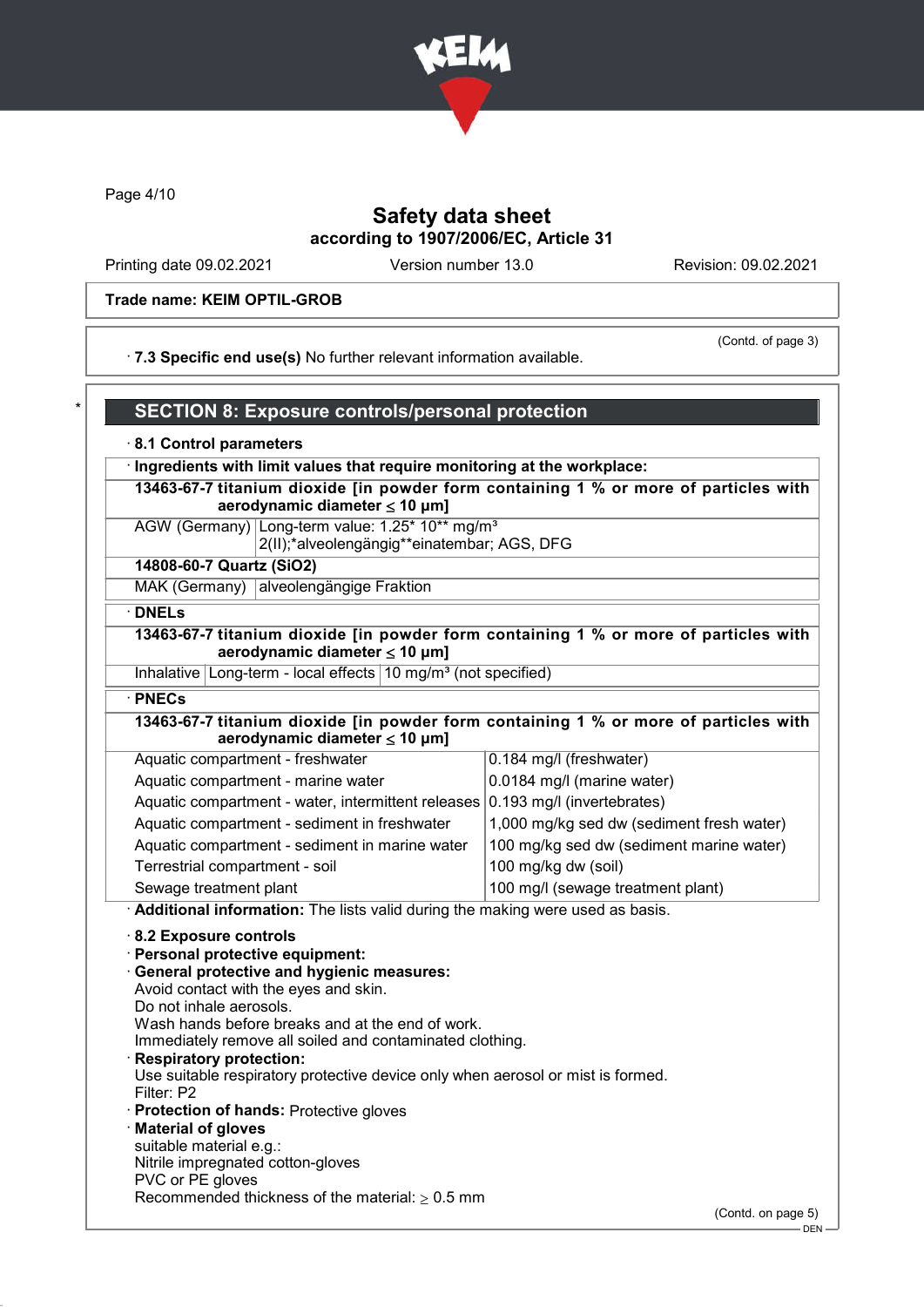Page 4/10

# Safety data sheet
## according to 1907/2006/EC, Article 31

Printing date 09.02.2021 Version number 13.0 Revision: 09.02.2021

**Trade name: KEIM OPTIL-GROB**

(Contd. of page 3)

· **7.3 Specific end use(s)** No further relevant information available.

## SECTION 8: Exposure controls/personal protection

· **8.1 Control parameters**

· **Ingredients with limit values that require monitoring at the workplace:**

| **13463-67-7 titanium dioxide [in powder form containing 1 % or more of particles with aerodynamic diameter ≤ 10 μm]** | |
|---|---|
| AGW (Germany) | Long-term value: 1.25* 10** mg/m³ 2(II);*alveolengängig**einatembar; AGS, DFG |
| **14808-60-7 Quartz ($SiO_2$)** | |
| MAK (Germany) | alveolengängige Fraktion |

· **DNELs**

| **13463-67-7 titanium dioxide [in powder form containing 1 % or more of particles with aerodynamic diameter ≤ 10 μm]** | | |
|---|---|---|
| Inhalative | Long-term - local effects | 10 mg/m³ (not specified) |

· **PNECs**

| **13463-67-7 titanium dioxide [in powder form containing 1 % or more of particles with aerodynamic diameter ≤ 10 μm]** | |
|---|---|
| Aquatic compartment - freshwater | 0.184 mg/l (freshwater) |
| Aquatic compartment - marine water | 0.0184 mg/l (marine water) |
| Aquatic compartment - water, intermittent releases | 0.193 mg/l (invertebrates) |
| Aquatic compartment - sediment in freshwater | 1,000 mg/kg sed dw (sediment fresh water) |
| Aquatic compartment - sediment in marine water | 100 mg/kg sed dw (sediment marine water) |
| Terrestrial compartment - soil | 100 mg/kg dw (soil) |
| Sewage treatment plant | 100 mg/l (sewage treatment plant) |

· **Additional information:** The lists valid during the making were used as basis.

· **8.2 Exposure controls**
· **Personal protective equipment:**
· **General protective and hygienic measures:**
Avoid contact with the eyes and skin.
Do not inhale aerosols.
Wash hands before breaks and at the end of work.
Immediately remove all soiled and contaminated clothing.
· **Respiratory protection:**
Use suitable respiratory protective device only when aerosol or mist is formed.
Filter: P2
· **Protection of hands:** Protective gloves
· **Material of gloves**
suitable material e.g.:
Nitrile impregnated cotton-gloves
PVC or PE gloves
Recommended thickness of the material: ≥ 0.5 mm

(Contd. on page 5)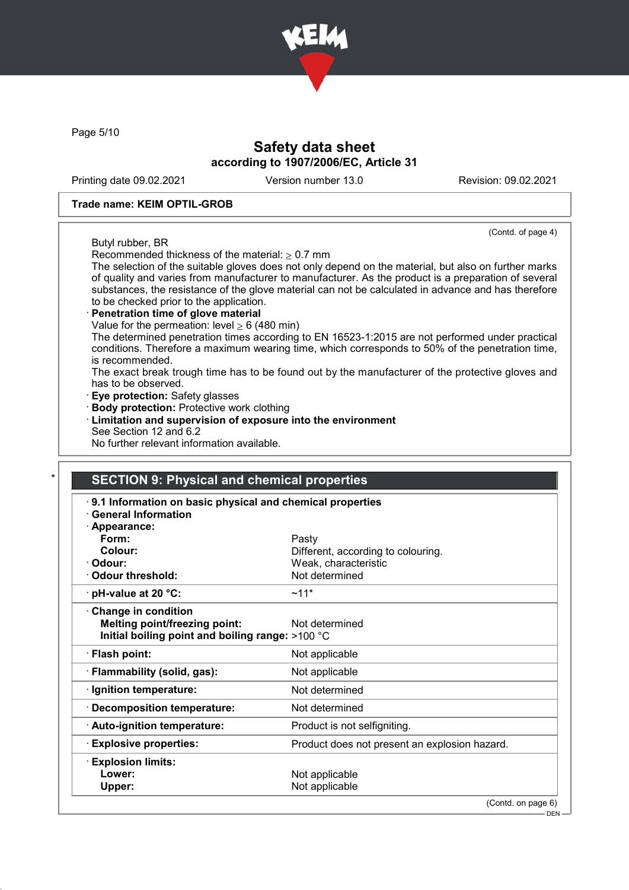Trade name: KEIM OPTIL-GROB

(Contd. of page 4)

Butyl rubber, BR
Recommended thickness of the material: ≥ 0.7 mm
The selection of the suitable gloves does not only depend on the material, but also on further marks of quality and varies from manufacturer to manufacturer. As the product is a preparation of several substances, the resistance of the glove material can not be calculated in advance and has therefore to be checked prior to the application.

· **Penetration time of glove material**
Value for the permeation: level ≥ 6 (480 min)
The determined penetration times according to EN 16523-1:2015 are not performed under practical conditions. Therefore a maximum wearing time, which corresponds to 50% of the penetration time, is recommended.
The exact break trough time has to be found out by the manufacturer of the protective gloves and has to be observed.

· **Eye protection:** Safety glasses
· **Body protection:** Protective work clothing
· **Limitation and supervision of exposure into the environment**
See Section 12 and 6.2
No further relevant information available.

## SECTION 9: Physical and chemical properties

· **9.1 Information on basic physical and chemical properties**
· **General Information**

| Property | Value |
|---|---|
| · **Appearance:** | |
| **Form:** | Pasty |
| **Colour:** | Different, according to colouring. |
| · **Odour:** | Weak, characteristic |
| · **Odour threshold:** | Not determined |
| · **pH-value at 20 °C:** | ~11* |
| · **Change in condition** | |
| **Melting point/freezing point:** | Not determined |
| **Initial boiling point and boiling range:** | >100 °C |
| · **Flash point:** | Not applicable |
| · **Flammability (solid, gas):** | Not applicable |
| · **Ignition temperature:** | Not determined |
| · **Decomposition temperature:** | Not determined |
| · **Auto-ignition temperature:** | Product is not selfigniting. |
| · **Explosive properties:** | Product does not present an explosion hazard. |
| · **Explosion limits:** | |
| **Lower:** | Not applicable |
| **Upper:** | Not applicable |

(Contd. on page 6)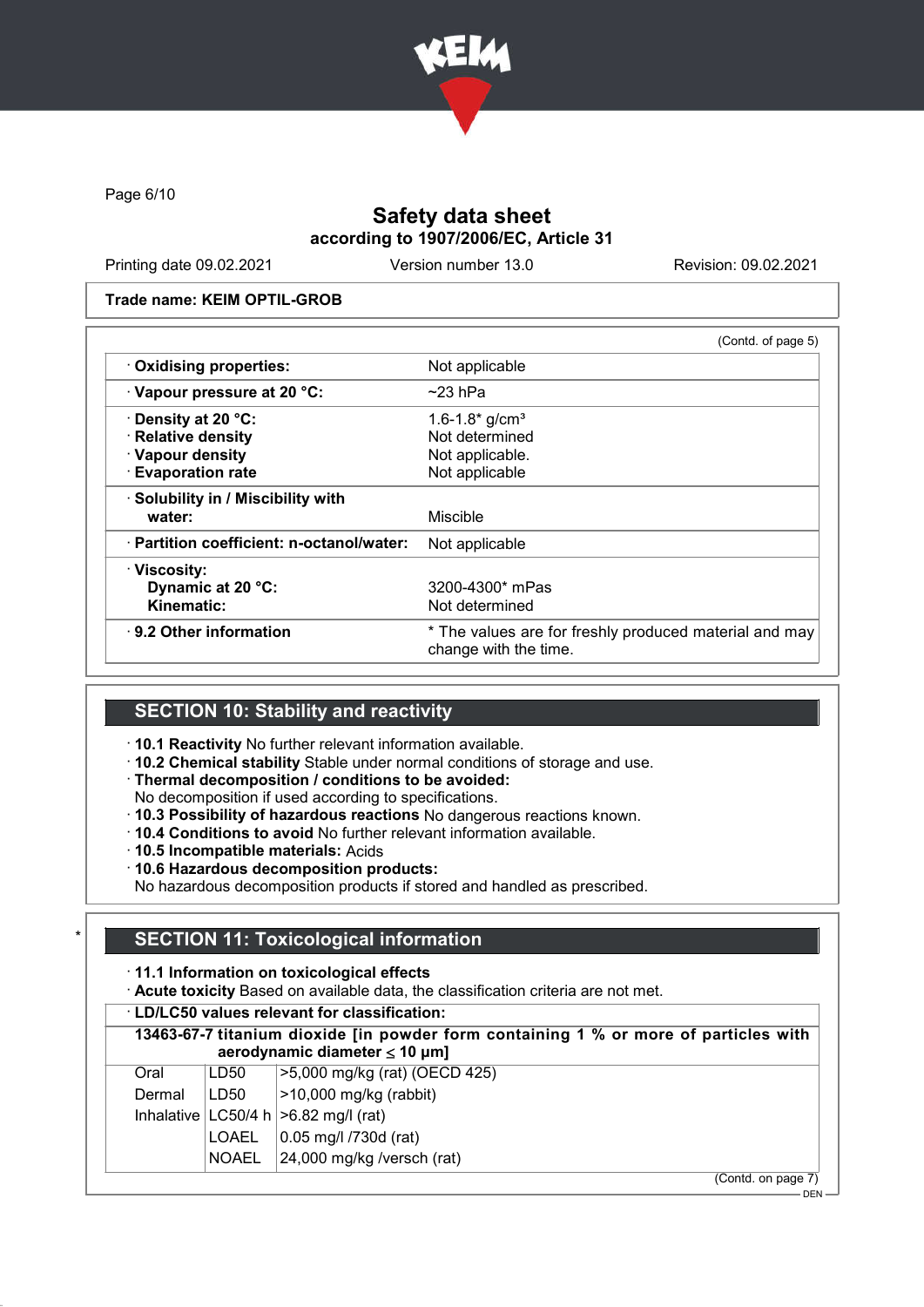# Safety data sheet
## according to 1907/2006/EC, Article 31

Printing date 09.02.2021 | Version number 13.0 | Revision: 09.02.2021

**Trade name: KEIM OPTIL-GROB**

(Contd. of page 5)

| | |
|---|---|
| · **Oxidising properties:** | Not applicable |
| · **Vapour pressure at 20 °C:** | ~23 hPa |
| · **Density at 20 °C:** | 1.6-1.8* g/cm³ |
| · **Relative density** | Not determined |
| · **Vapour density** | Not applicable. |
| · **Evaporation rate** | Not applicable |
| · **Solubility in / Miscibility with water:** | Miscible |
| · **Partition coefficient: n-octanol/water:** | Not applicable |
| · **Viscosity:** | |
| **Dynamic at 20 °C:** | 3200-4300* mPas |
| **Kinematic:** | Not determined |
| · **9.2 Other information** | * The values are for freshly produced material and may change with the time. |

## SECTION 10: Stability and reactivity

· **10.1 Reactivity** No further relevant information available.
· **10.2 Chemical stability** Stable under normal conditions of storage and use.
· **Thermal decomposition / conditions to be avoided:**
No decomposition if used according to specifications.
· **10.3 Possibility of hazardous reactions** No dangerous reactions known.
· **10.4 Conditions to avoid** No further relevant information available.
· **10.5 Incompatible materials:** Acids
· **10.6 Hazardous decomposition products:**
No hazardous decomposition products if stored and handled as prescribed.

## SECTION 11: Toxicological information

· **11.1 Information on toxicological effects**
· **Acute toxicity** Based on available data, the classification criteria are not met.

· **LD/LC50 values relevant for classification:**

**13463-67-7 titanium dioxide [in powder form containing 1 % or more of particles with aerodynamic diameter ≤ 10 μm]**

| | | |
|---|---|---|
| Oral | LD50 | >5,000 mg/kg (rat) (OECD 425) |
| Dermal | LD50 | >10,000 mg/kg (rabbit) |
| Inhalative | LC50/4 h | >6.82 mg/l (rat) |
| | LOAEL | 0.05 mg/l /730d (rat) |
| | NOAEL | 24,000 mg/kg /versch (rat) |

(Contd. on page 7)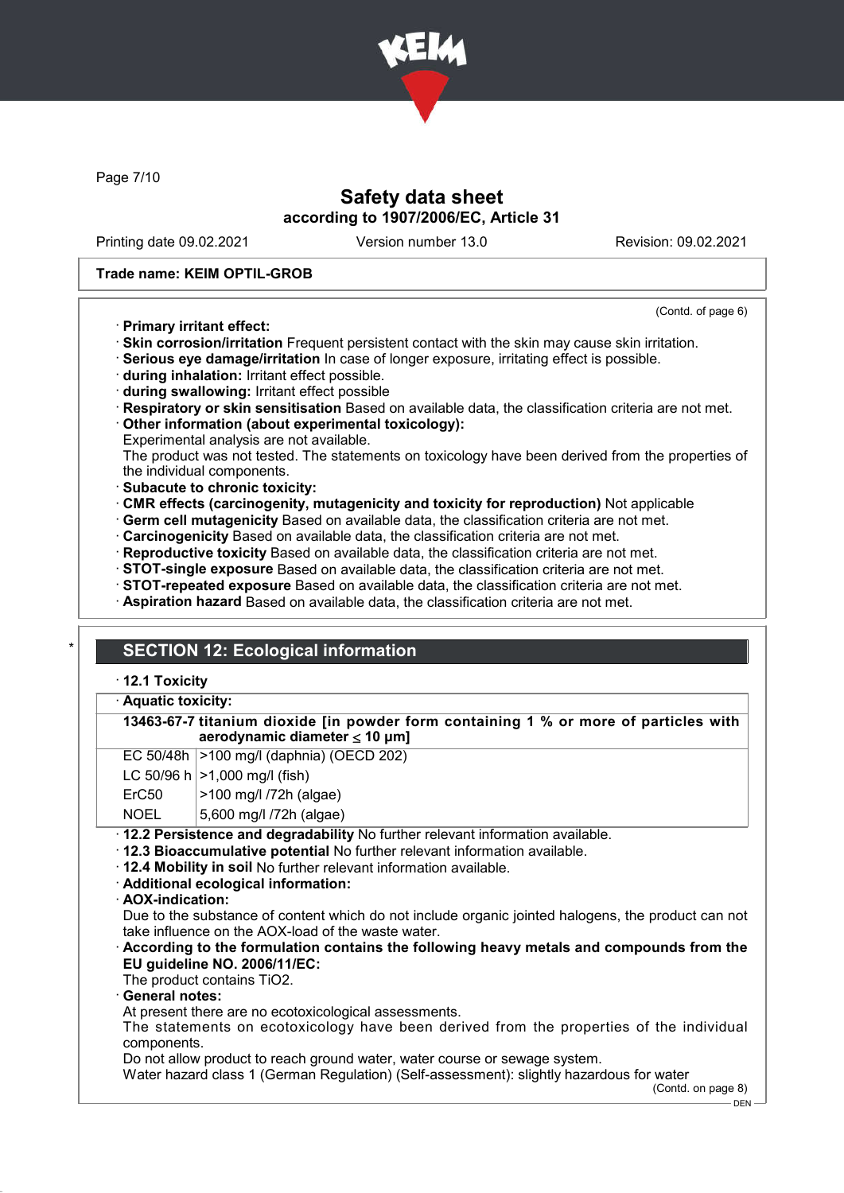Trade name: KEIM OPTIL-GROB

(Contd. of page 6)

· **Primary irritant effect:**
· **Skin corrosion/irritation** Frequent persistent contact with the skin may cause skin irritation.
· **Serious eye damage/irritation** In case of longer exposure, irritating effect is possible.
· **during inhalation:** Irritant effect possible.
· **during swallowing:** Irritant effect possible
· **Respiratory or skin sensitisation** Based on available data, the classification criteria are not met.
· **Other information (about experimental toxicology):**
Experimental analysis are not available.
The product was not tested. The statements on toxicology have been derived from the properties of the individual components.
· **Subacute to chronic toxicity:**
· **CMR effects (carcinogenity, mutagenicity and toxicity for reproduction)** Not applicable
· **Germ cell mutagenicity** Based on available data, the classification criteria are not met.
· **Carcinogenicity** Based on available data, the classification criteria are not met.
· **Reproductive toxicity** Based on available data, the classification criteria are not met.
· **STOT-single exposure** Based on available data, the classification criteria are not met.
· **STOT-repeated exposure** Based on available data, the classification criteria are not met.
· **Aspiration hazard** Based on available data, the classification criteria are not met.

## SECTION 12: Ecological information

· **12.1 Toxicity**

· **Aquatic toxicity:**

| **13463-67-7 titanium dioxide [in powder form containing 1 % or more of particles with aerodynamic diameter ≤ 10 μm]** | |
|---|---|
| EC 50/48h | >100 mg/l (daphnia) (OECD 202) |
| LC 50/96 h | >1,000 mg/l (fish) |
| ErC50 | >100 mg/l /72h (algae) |
| NOEL | 5,600 mg/l /72h (algae) |

· **12.2 Persistence and degradability** No further relevant information available.
· **12.3 Bioaccumulative potential** No further relevant information available.
· **12.4 Mobility in soil** No further relevant information available.
· **Additional ecological information:**
· **AOX-indication:**
Due to the substance of content which do not include organic jointed halogens, the product can not take influence on the AOX-load of the waste water.
· **According to the formulation contains the following heavy metals and compounds from the EU guideline NO. 2006/11/EC:**
The product contains $TiO_2$.
· **General notes:**
At present there are no ecotoxicological assessments.
The statements on ecotoxicology have been derived from the properties of the individual components.
Do not allow product to reach ground water, water course or sewage system.
Water hazard class 1 (German Regulation) (Self-assessment): slightly hazardous for water

(Contd. on page 8)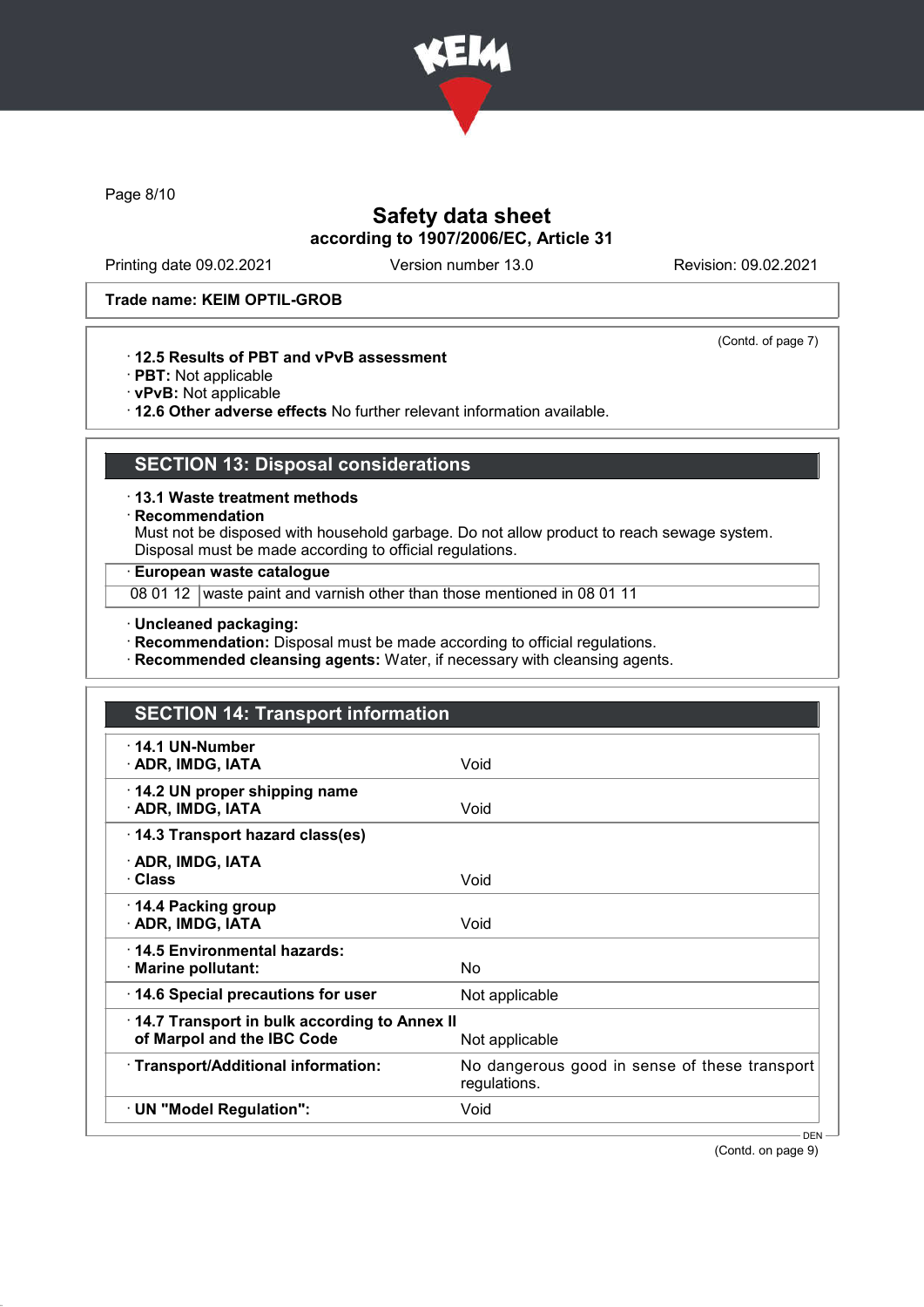**Trade name: KEIM OPTIL-GROB**

(Contd. of page 7)

· **12.5 Results of PBT and vPvB assessment**
· **PBT:** Not applicable
· **vPvB:** Not applicable
· **12.6 Other adverse effects** No further relevant information available.

## SECTION 13: Disposal considerations

· **13.1 Waste treatment methods**
· **Recommendation**
Must not be disposed with household garbage. Do not allow product to reach sewage system.
Disposal must be made according to official regulations.

· **European waste catalogue**

| | |
|---|---|
| 08 01 12 | waste paint and varnish other than those mentioned in 08 01 11 |

· **Uncleaned packaging:**
· **Recommendation:** Disposal must be made according to official regulations.
· **Recommended cleansing agents:** Water, if necessary with cleansing agents.

## SECTION 14: Transport information

| | |
|---|---|
| · **14.1 UN-Number**<br>· **ADR, IMDG, IATA** | Void |
| · **14.2 UN proper shipping name**<br>· **ADR, IMDG, IATA** | Void |
| · **14.3 Transport hazard class(es)**<br>· **ADR, IMDG, IATA**<br>· **Class** | Void |
| · **14.4 Packing group**<br>· **ADR, IMDG, IATA** | Void |
| · **14.5 Environmental hazards:**<br>· **Marine pollutant:** | No |
| · **14.6 Special precautions for user** | Not applicable |
| · **14.7 Transport in bulk according to Annex II of Marpol and the IBC Code** | Not applicable |
| · **Transport/Additional information:** | No dangerous good in sense of these transport regulations. |
| · **UN "Model Regulation":** | Void |

(Contd. on page 9)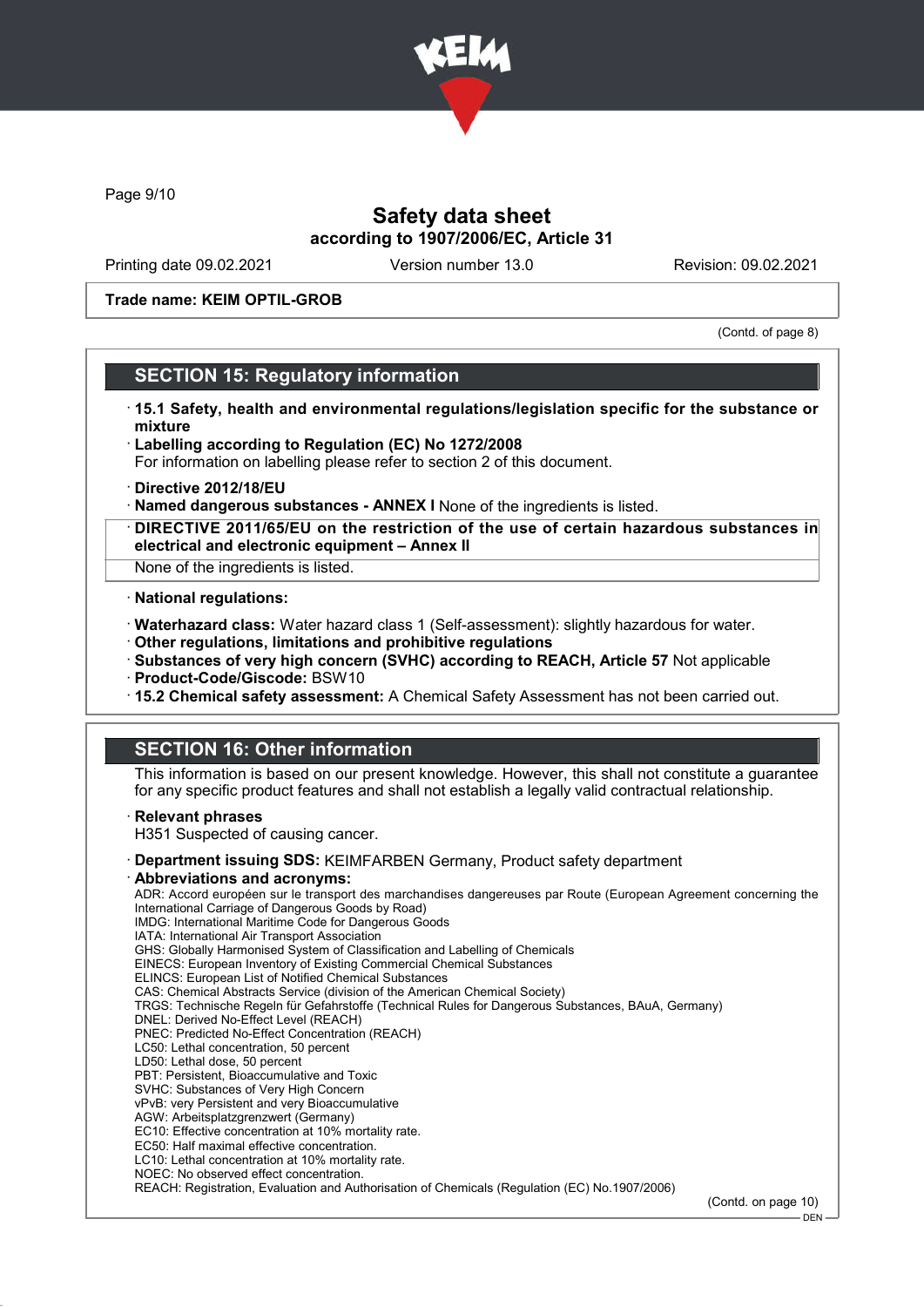# Safety data sheet

**according to 1907/2006/EC, Article 31**

Printing date 09.02.2021 | Version number 13.0 | Revision: 09.02.2021

**Trade name: KEIM OPTIL-GROB**

(Contd. of page 8)

## SECTION 15: Regulatory information

- **15.1 Safety, health and environmental regulations/legislation specific for the substance or mixture**
- **Labelling according to Regulation (EC) No 1272/2008**
  For information on labelling please refer to section 2 of this document.
- **Directive 2012/18/EU**
- **Named dangerous substances - ANNEX I** None of the ingredients is listed.
- **DIRECTIVE 2011/65/EU on the restriction of the use of certain hazardous substances in electrical and electronic equipment – Annex II**
  None of the ingredients is listed.
- **National regulations:**
- **Waterhazard class:** Water hazard class 1 (Self-assessment): slightly hazardous for water.
- **Other regulations, limitations and prohibitive regulations**
- **Substances of very high concern (SVHC) according to REACH, Article 57** Not applicable
- **Product-Code/Giscode:** BSW10
- **15.2 Chemical safety assessment:** A Chemical Safety Assessment has not been carried out.

## SECTION 16: Other information

This information is based on our present knowledge. However, this shall not constitute a guarantee for any specific product features and shall not establish a legally valid contractual relationship.

- **Relevant phrases**
  H351 Suspected of causing cancer.
- **Department issuing SDS:** KEIMFARBEN Germany, Product safety department
- **Abbreviations and acronyms:**

ADR: Accord européen sur le transport des marchandises dangereuses par Route (European Agreement concerning the International Carriage of Dangerous Goods by Road)
IMDG: International Maritime Code for Dangerous Goods
IATA: International Air Transport Association
GHS: Globally Harmonised System of Classification and Labelling of Chemicals
EINECS: European Inventory of Existing Commercial Chemical Substances
ELINCS: European List of Notified Chemical Substances
CAS: Chemical Abstracts Service (division of the American Chemical Society)
TRGS: Technische Regeln für Gefahrstoffe (Technical Rules for Dangerous Substances, BAuA, Germany)
DNEL: Derived No-Effect Level (REACH)
PNEC: Predicted No-Effect Concentration (REACH)
LC50: Lethal concentration, 50 percent
LD50: Lethal dose, 50 percent
PBT: Persistent, Bioaccumulative and Toxic
SVHC: Substances of Very High Concern
vPvB: very Persistent and very Bioaccumulative
AGW: Arbeitsplatzgrenzwert (Germany)
EC10: Effective concentration at 10% mortality rate.
EC50: Half maximal effective concentration.
LC10: Lethal concentration at 10% mortality rate.
NOEC: No observed effect concentration.
REACH: Registration, Evaluation and Authorisation of Chemicals (Regulation (EC) No.1907/2006)

(Contd. on page 10)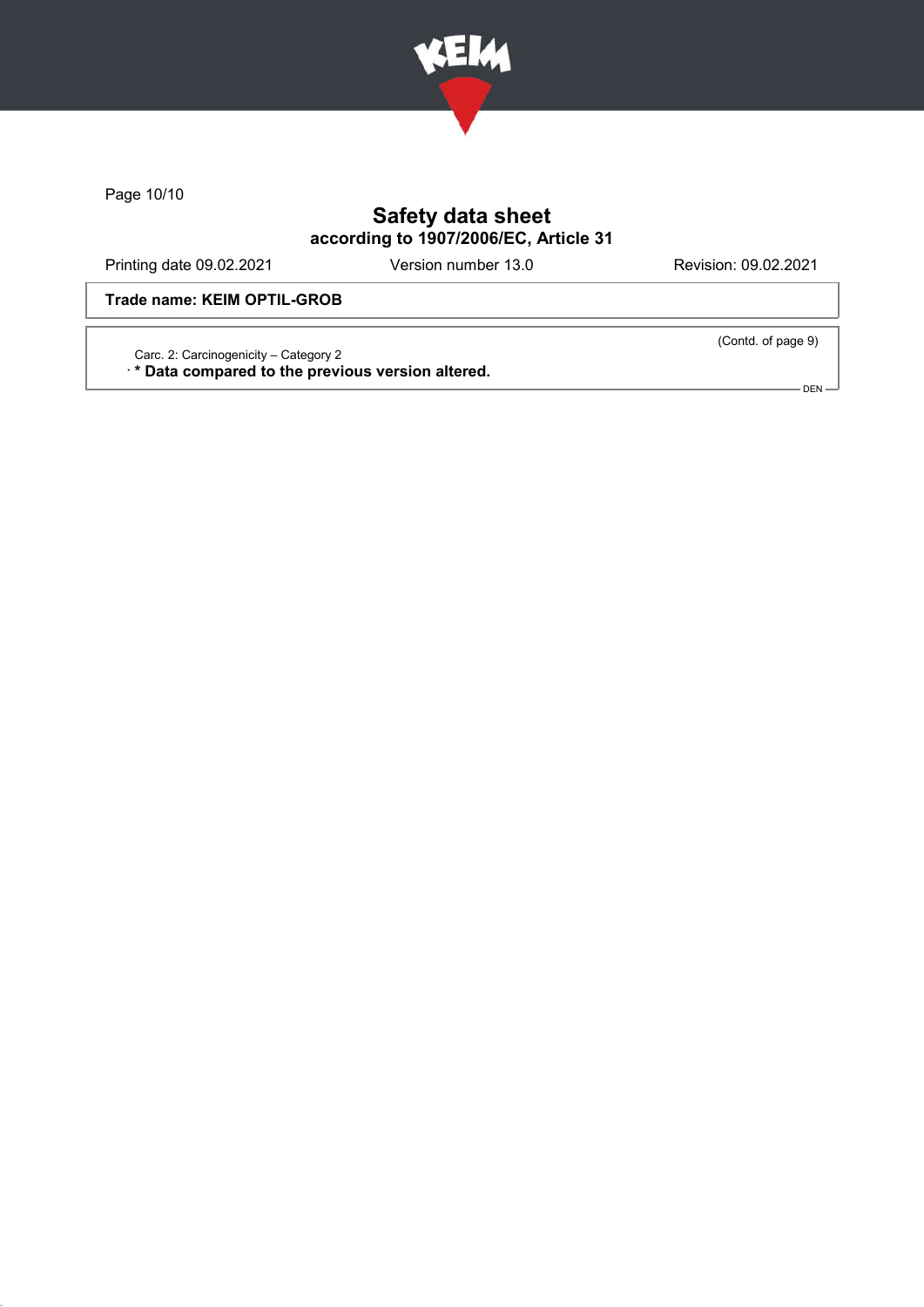Carc. 2: Carcinogenicity – Category 2

· **\* Data compared to the previous version altered.**